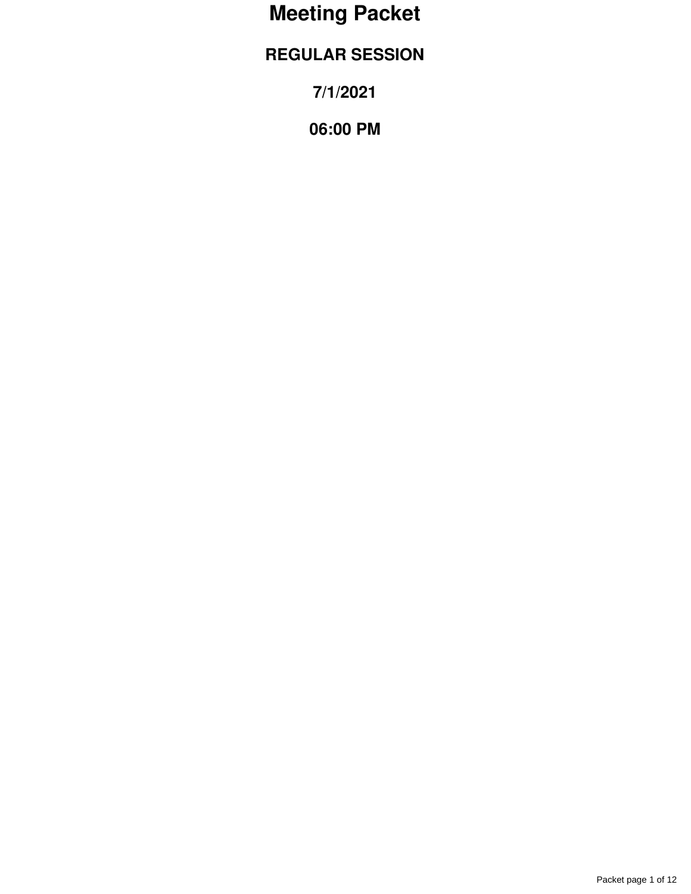# Meeting Packet

## REGULAR SESSION

## 7/1/2021

## 06:00 PM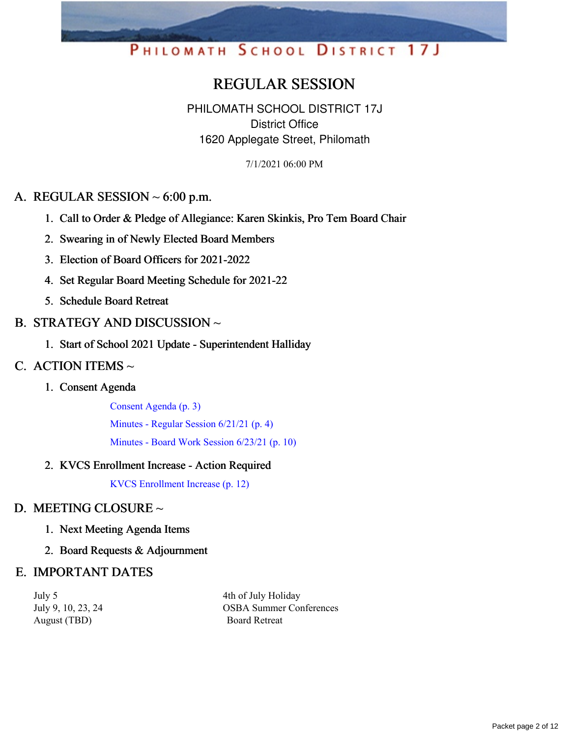PHILOMATH SCHOOL DISTRICT 17J

# REGULAR SESSION

PHILOMATH SCHOOL DISTRICT 17J
District Office
1620 Applegate Street, Philomath

7/1/2021 06:00 PM

## A. REGULAR SESSION ~ 6:00 p.m.

1. Call to Order & Pledge of Allegiance: Karen Skinkis, Pro Tem Board Chair
2. Swearing in of Newly Elected Board Members
3. Election of Board Officers for 2021-2022
4. Set Regular Board Meeting Schedule for 2021-22
5. Schedule Board Retreat

## B. STRATEGY AND DISCUSSION ~

1. Start of School 2021 Update - Superintendent Halliday

## C. ACTION ITEMS ~

1. Consent Agenda

   Consent Agenda (p. 3)

   Minutes - Regular Session 6/21/21 (p. 4)

   Minutes - Board Work Session 6/23/21 (p. 10)

2. KVCS Enrollment Increase - Action Required

   KVCS Enrollment Increase (p. 12)

## D. MEETING CLOSURE ~

1. Next Meeting Agenda Items
2. Board Requests & Adjournment

## E. IMPORTANT DATES

| | |
|---|---|
| July 5 | 4th of July Holiday |
| July 9, 10, 23, 24 | OSBA Summer Conferences |
| August (TBD) | Board Retreat |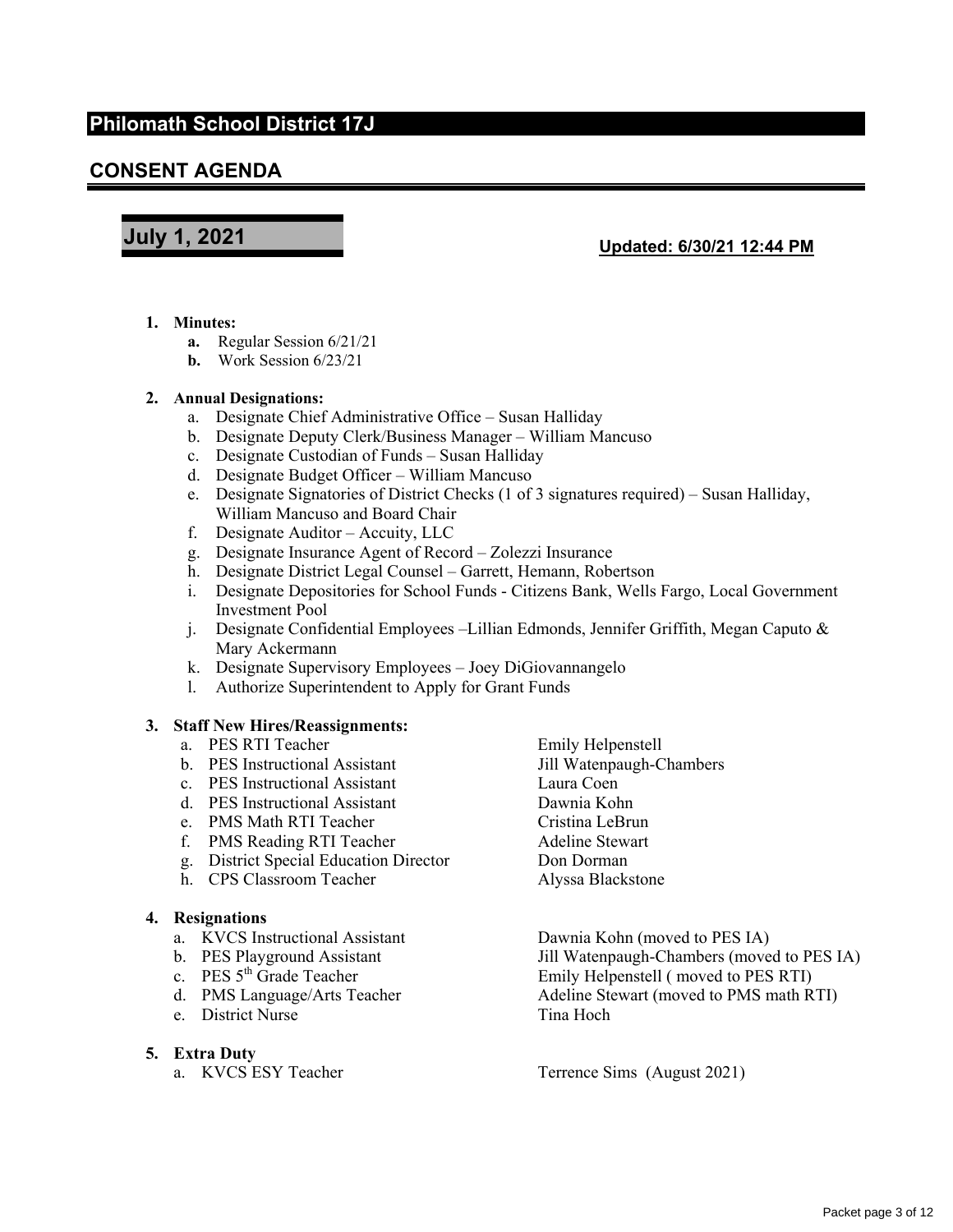# Philomath School District 17J

## CONSENT AGENDA

## July 1, 2021

**Updated: 6/30/21 12:44 PM**

1. **Minutes:**
   - **a.** Regular Session 6/21/21
   - **b.** Work Session 6/23/21

2. **Annual Designations:**
   - a. Designate Chief Administrative Office – Susan Halliday
   - b. Designate Deputy Clerk/Business Manager – William Mancuso
   - c. Designate Custodian of Funds – Susan Halliday
   - d. Designate Budget Officer – William Mancuso
   - e. Designate Signatories of District Checks (1 of 3 signatures required) – Susan Halliday, William Mancuso and Board Chair
   - f. Designate Auditor – Accuity, LLC
   - g. Designate Insurance Agent of Record – Zolezzi Insurance
   - h. Designate District Legal Counsel – Garrett, Hemann, Robertson
   - i. Designate Depositories for School Funds - Citizens Bank, Wells Fargo, Local Government Investment Pool
   - j. Designate Confidential Employees –Lillian Edmonds, Jennifer Griffith, Megan Caputo & Mary Ackermann
   - k. Designate Supervisory Employees – Joey DiGiovannangelo
   - l. Authorize Superintendent to Apply for Grant Funds

3. **Staff New Hires/Reassignments:**
   - a. PES RTI Teacher — Emily Helpenstell
   - b. PES Instructional Assistant — Jill Watenpaugh-Chambers
   - c. PES Instructional Assistant — Laura Coen
   - d. PES Instructional Assistant — Dawnia Kohn
   - e. PMS Math RTI Teacher — Cristina LeBrun
   - f. PMS Reading RTI Teacher — Adeline Stewart
   - g. District Special Education Director — Don Dorman
   - h. CPS Classroom Teacher — Alyssa Blackstone

4. **Resignations**
   - a. KVCS Instructional Assistant — Dawnia Kohn (moved to PES IA)
   - b. PES Playground Assistant — Jill Watenpaugh-Chambers (moved to PES IA)
   - c. PES 5th Grade Teacher — Emily Helpenstell ( moved to PES RTI)
   - d. PMS Language/Arts Teacher — Adeline Stewart (moved to PMS math RTI)
   - e. District Nurse — Tina Hoch

5. **Extra Duty**
   - a. KVCS ESY Teacher — Terrence Sims (August 2021)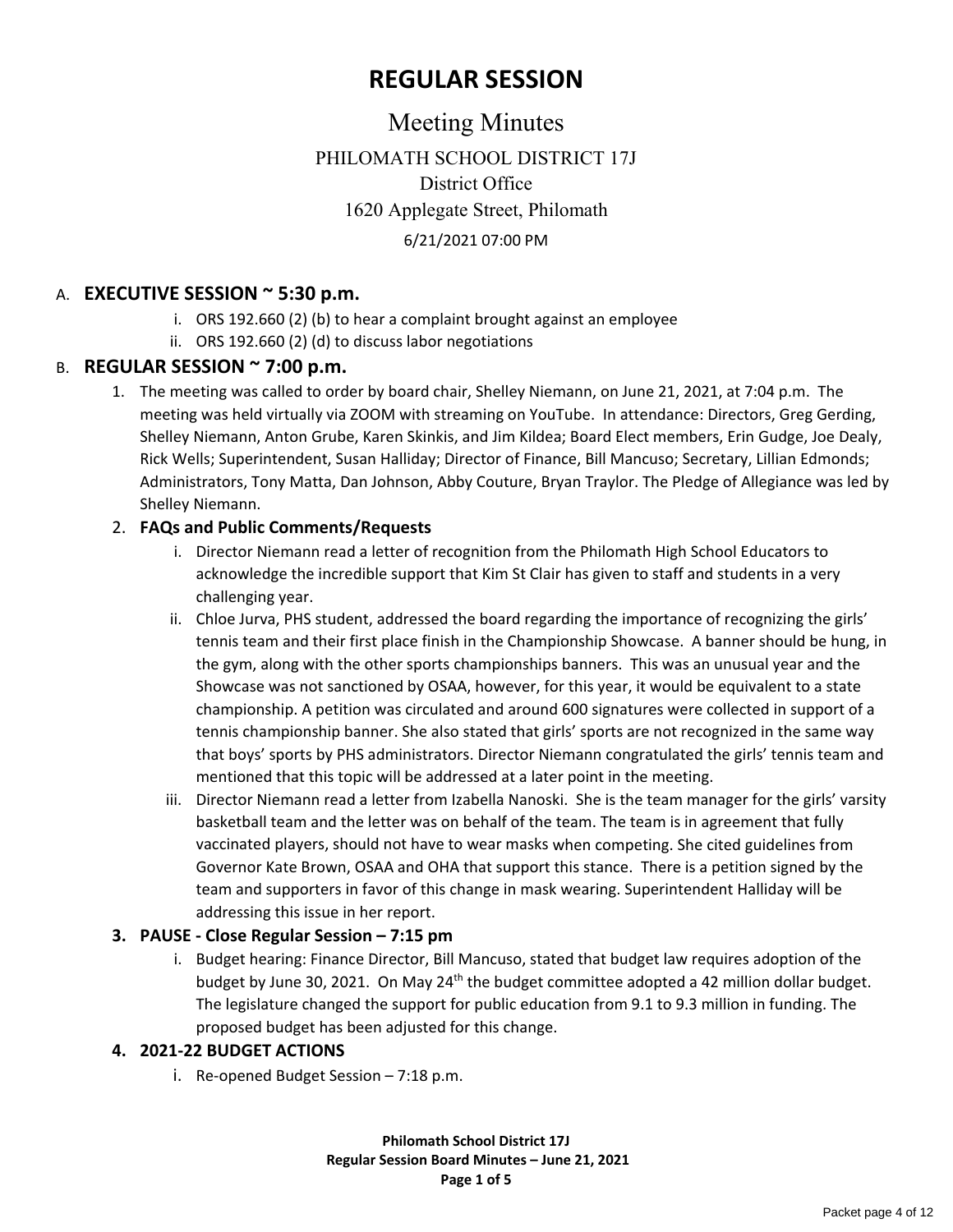# REGULAR SESSION

## Meeting Minutes

PHILOMATH SCHOOL DISTRICT 17J
District Office
1620 Applegate Street, Philomath
6/21/2021 07:00 PM

A. **EXECUTIVE SESSION ~ 5:30 p.m.**
   i. ORS 192.660 (2) (b) to hear a complaint brought against an employee
   ii. ORS 192.660 (2) (d) to discuss labor negotiations

B. **REGULAR SESSION ~ 7:00 p.m.**

1. The meeting was called to order by board chair, Shelley Niemann, on June 21, 2021, at 7:04 p.m. The meeting was held virtually via ZOOM with streaming on YouTube. In attendance: Directors, Greg Gerding, Shelley Niemann, Anton Grube, Karen Skinkis, and Jim Kildea; Board Elect members, Erin Gudge, Joe Dealy, Rick Wells; Superintendent, Susan Halliday; Director of Finance, Bill Mancuso; Secretary, Lillian Edmonds; Administrators, Tony Matta, Dan Johnson, Abby Couture, Bryan Traylor. The Pledge of Allegiance was led by Shelley Niemann.

2. **FAQs and Public Comments/Requests**
   i. Director Niemann read a letter of recognition from the Philomath High School Educators to acknowledge the incredible support that Kim St Clair has given to staff and students in a very challenging year.
   ii. Chloe Jurva, PHS student, addressed the board regarding the importance of recognizing the girls' tennis team and their first place finish in the Championship Showcase. A banner should be hung, in the gym, along with the other sports championships banners. This was an unusual year and the Showcase was not sanctioned by OSAA, however, for this year, it would be equivalent to a state championship. A petition was circulated and around 600 signatures were collected in support of a tennis championship banner. She also stated that girls' sports are not recognized in the same way that boys' sports by PHS administrators. Director Niemann congratulated the girls' tennis team and mentioned that this topic will be addressed at a later point in the meeting.
   iii. Director Niemann read a letter from Izabella Nanoski. She is the team manager for the girls' varsity basketball team and the letter was on behalf of the team. The team is in agreement that fully vaccinated players, should not have to wear masks when competing. She cited guidelines from Governor Kate Brown, OSAA and OHA that support this stance. There is a petition signed by the team and supporters in favor of this change in mask wearing. Superintendent Halliday will be addressing this issue in her report.

3. **PAUSE - Close Regular Session – 7:15 pm**
   i. Budget hearing: Finance Director, Bill Mancuso, stated that budget law requires adoption of the budget by June 30, 2021. On May 24th the budget committee adopted a 42 million dollar budget. The legislature changed the support for public education from 9.1 to 9.3 million in funding. The proposed budget has been adjusted for this change.

4. **2021-22 BUDGET ACTIONS**
   i. Re-opened Budget Session – 7:18 p.m.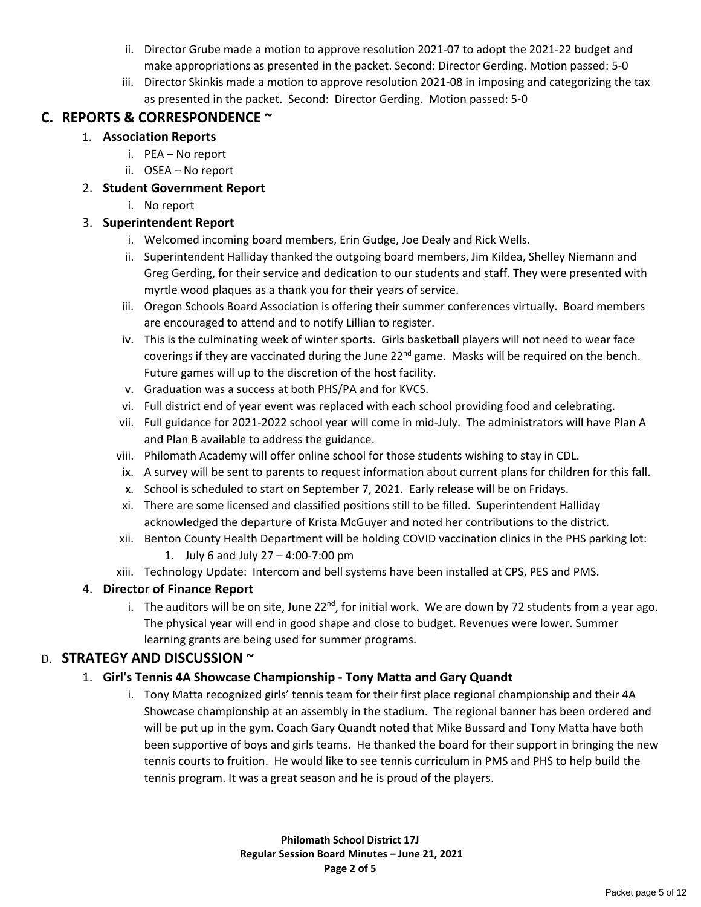ii. Director Grube made a motion to approve resolution 2021-07 to adopt the 2021-22 budget and make appropriations as presented in the packet. Second: Director Gerding. Motion passed: 5-0

iii. Director Skinkis made a motion to approve resolution 2021-08 in imposing and categorizing the tax as presented in the packet. Second: Director Gerding. Motion passed: 5-0

## C. REPORTS & CORRESPONDENCE ~

1. **Association Reports**
   i. PEA – No report
   ii. OSEA – No report

2. **Student Government Report**
   i. No report

3. **Superintendent Report**
   i. Welcomed incoming board members, Erin Gudge, Joe Dealy and Rick Wells.
   ii. Superintendent Halliday thanked the outgoing board members, Jim Kildea, Shelley Niemann and Greg Gerding, for their service and dedication to our students and staff. They were presented with myrtle wood plaques as a thank you for their years of service.
   iii. Oregon Schools Board Association is offering their summer conferences virtually. Board members are encouraged to attend and to notify Lillian to register.
   iv. This is the culminating week of winter sports. Girls basketball players will not need to wear face coverings if they are vaccinated during the June 22nd game. Masks will be required on the bench. Future games will up to the discretion of the host facility.
   v. Graduation was a success at both PHS/PA and for KVCS.
   vi. Full district end of year event was replaced with each school providing food and celebrating.
   vii. Full guidance for 2021-2022 school year will come in mid-July. The administrators will have Plan A and Plan B available to address the guidance.
   viii. Philomath Academy will offer online school for those students wishing to stay in CDL.
   ix. A survey will be sent to parents to request information about current plans for children for this fall.
   x. School is scheduled to start on September 7, 2021. Early release will be on Fridays.
   xi. There are some licensed and classified positions still to be filled. Superintendent Halliday acknowledged the departure of Krista McGuyer and noted her contributions to the district.
   xii. Benton County Health Department will be holding COVID vaccination clinics in the PHS parking lot:
      1. July 6 and July 27 – 4:00-7:00 pm
   xiii. Technology Update: Intercom and bell systems have been installed at CPS, PES and PMS.

4. **Director of Finance Report**
   i. The auditors will be on site, June 22nd, for initial work. We are down by 72 students from a year ago. The physical year will end in good shape and close to budget. Revenues were lower. Summer learning grants are being used for summer programs.

## D. STRATEGY AND DISCUSSION ~

1. **Girl's Tennis 4A Showcase Championship - Tony Matta and Gary Quandt**
   i. Tony Matta recognized girls' tennis team for their first place regional championship and their 4A Showcase championship at an assembly in the stadium. The regional banner has been ordered and will be put up in the gym. Coach Gary Quandt noted that Mike Bussard and Tony Matta have both been supportive of boys and girls teams. He thanked the board for their support in bringing the new tennis courts to fruition. He would like to see tennis curriculum in PMS and PHS to help build the tennis program. It was a great season and he is proud of the players.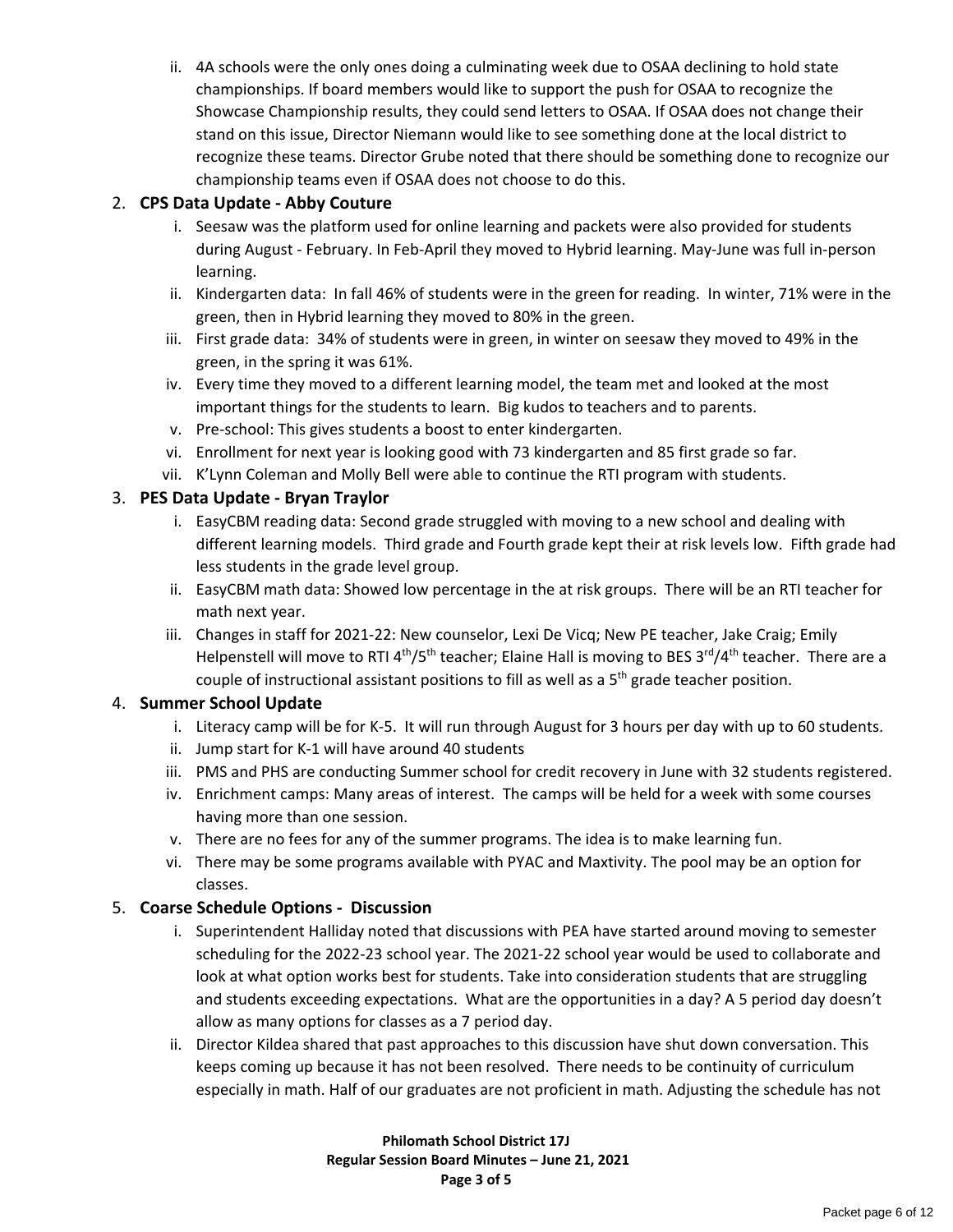ii. 4A schools were the only ones doing a culminating week due to OSAA declining to hold state championships. If board members would like to support the push for OSAA to recognize the Showcase Championship results, they could send letters to OSAA. If OSAA does not change their stand on this issue, Director Niemann would like to see something done at the local district to recognize these teams. Director Grube noted that there should be something done to recognize our championship teams even if OSAA does not choose to do this.

2. **CPS Data Update - Abby Couture**
   i. Seesaw was the platform used for online learning and packets were also provided for students during August - February. In Feb-April they moved to Hybrid learning. May-June was full in-person learning.
   ii. Kindergarten data: In fall 46% of students were in the green for reading. In winter, 71% were in the green, then in Hybrid learning they moved to 80% in the green.
   iii. First grade data: 34% of students were in green, in winter on seesaw they moved to 49% in the green, in the spring it was 61%.
   iv. Every time they moved to a different learning model, the team met and looked at the most important things for the students to learn. Big kudos to teachers and to parents.
   v. Pre-school: This gives students a boost to enter kindergarten.
   vi. Enrollment for next year is looking good with 73 kindergarten and 85 first grade so far.
   vii. K'Lynn Coleman and Molly Bell were able to continue the RTI program with students.

3. **PES Data Update - Bryan Traylor**
   i. EasyCBM reading data: Second grade struggled with moving to a new school and dealing with different learning models. Third grade and Fourth grade kept their at risk levels low. Fifth grade had less students in the grade level group.
   ii. EasyCBM math data: Showed low percentage in the at risk groups. There will be an RTI teacher for math next year.
   iii. Changes in staff for 2021-22: New counselor, Lexi De Vicq; New PE teacher, Jake Craig; Emily Helpenstell will move to RTI 4th/5th teacher; Elaine Hall is moving to BES 3rd/4th teacher. There are a couple of instructional assistant positions to fill as well as a 5th grade teacher position.

4. **Summer School Update**
   i. Literacy camp will be for K-5. It will run through August for 3 hours per day with up to 60 students.
   ii. Jump start for K-1 will have around 40 students
   iii. PMS and PHS are conducting Summer school for credit recovery in June with 32 students registered.
   iv. Enrichment camps: Many areas of interest. The camps will be held for a week with some courses having more than one session.
   v. There are no fees for any of the summer programs. The idea is to make learning fun.
   vi. There may be some programs available with PYAC and Maxtivity. The pool may be an option for classes.

5. **Coarse Schedule Options - Discussion**
   i. Superintendent Halliday noted that discussions with PEA have started around moving to semester scheduling for the 2022-23 school year. The 2021-22 school year would be used to collaborate and look at what option works best for students. Take into consideration students that are struggling and students exceeding expectations. What are the opportunities in a day? A 5 period day doesn't allow as many options for classes as a 7 period day.
   ii. Director Kildea shared that past approaches to this discussion have shut down conversation. This keeps coming up because it has not been resolved. There needs to be continuity of curriculum especially in math. Half of our graduates are not proficient in math. Adjusting the schedule has not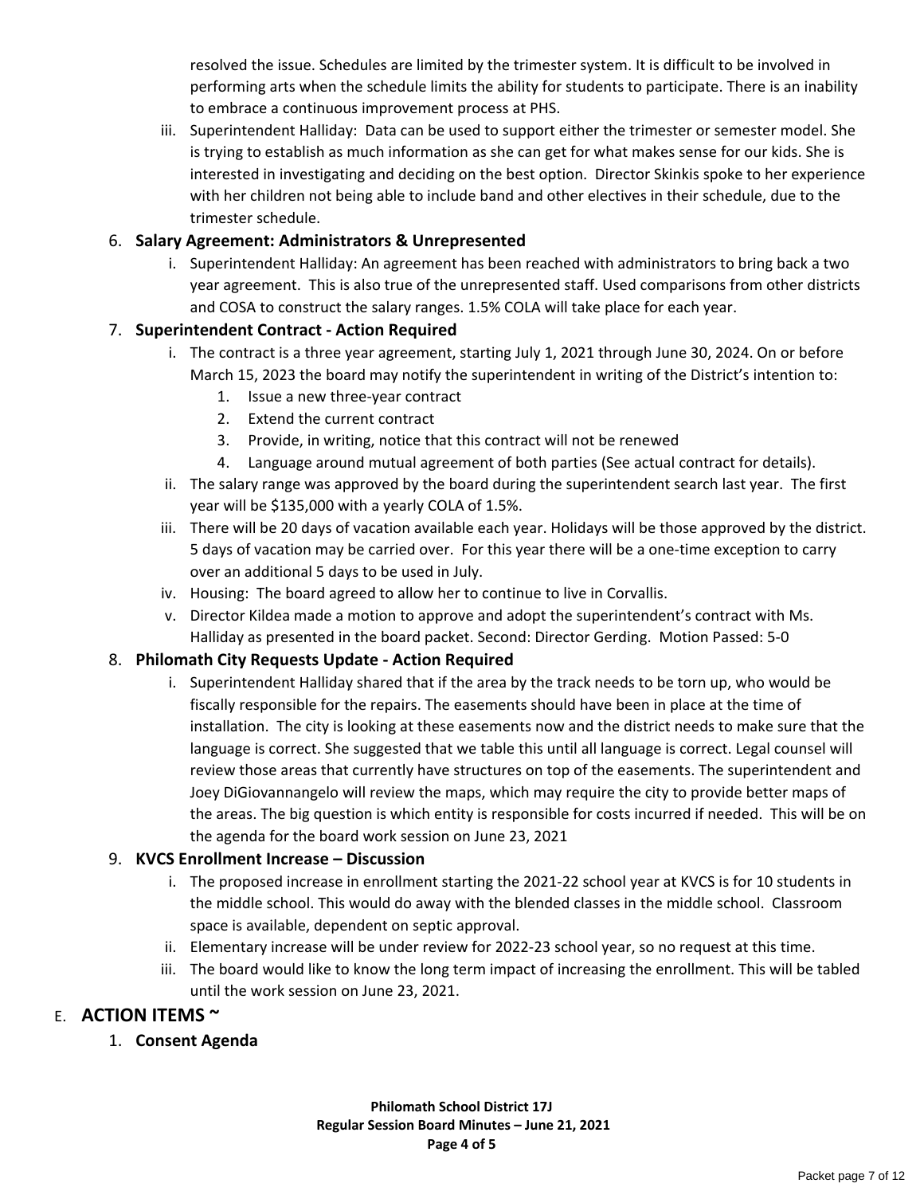resolved the issue. Schedules are limited by the trimester system. It is difficult to be involved in performing arts when the schedule limits the ability for students to participate. There is an inability to embrace a continuous improvement process at PHS.

iii. Superintendent Halliday: Data can be used to support either the trimester or semester model. She is trying to establish as much information as she can get for what makes sense for our kids. She is interested in investigating and deciding on the best option. Director Skinkis spoke to her experience with her children not being able to include band and other electives in their schedule, due to the trimester schedule.

6. **Salary Agreement: Administrators & Unrepresented**
   i. Superintendent Halliday: An agreement has been reached with administrators to bring back a two year agreement. This is also true of the unrepresented staff. Used comparisons from other districts and COSA to construct the salary ranges. 1.5% COLA will take place for each year.

7. **Superintendent Contract - Action Required**
   i. The contract is a three year agreement, starting July 1, 2021 through June 30, 2024. On or before March 15, 2023 the board may notify the superintendent in writing of the District's intention to:
      1. Issue a new three-year contract
      2. Extend the current contract
      3. Provide, in writing, notice that this contract will not be renewed
      4. Language around mutual agreement of both parties (See actual contract for details).
   ii. The salary range was approved by the board during the superintendent search last year. The first year will be $135,000 with a yearly COLA of 1.5%.
   iii. There will be 20 days of vacation available each year. Holidays will be those approved by the district. 5 days of vacation may be carried over. For this year there will be a one-time exception to carry over an additional 5 days to be used in July.
   iv. Housing: The board agreed to allow her to continue to live in Corvallis.
   v. Director Kildea made a motion to approve and adopt the superintendent's contract with Ms. Halliday as presented in the board packet. Second: Director Gerding. Motion Passed: 5-0

8. **Philomath City Requests Update - Action Required**
   i. Superintendent Halliday shared that if the area by the track needs to be torn up, who would be fiscally responsible for the repairs. The easements should have been in place at the time of installation. The city is looking at these easements now and the district needs to make sure that the language is correct. She suggested that we table this until all language is correct. Legal counsel will review those areas that currently have structures on top of the easements. The superintendent and Joey DiGiovannangelo will review the maps, which may require the city to provide better maps of the areas. The big question is which entity is responsible for costs incurred if needed. This will be on the agenda for the board work session on June 23, 2021

9. **KVCS Enrollment Increase – Discussion**
   i. The proposed increase in enrollment starting the 2021-22 school year at KVCS is for 10 students in the middle school. This would do away with the blended classes in the middle school. Classroom space is available, dependent on septic approval.
   ii. Elementary increase will be under review for 2022-23 school year, so no request at this time.
   iii. The board would like to know the long term impact of increasing the enrollment. This will be tabled until the work session on June 23, 2021.

## E. ACTION ITEMS ~

1. **Consent Agenda**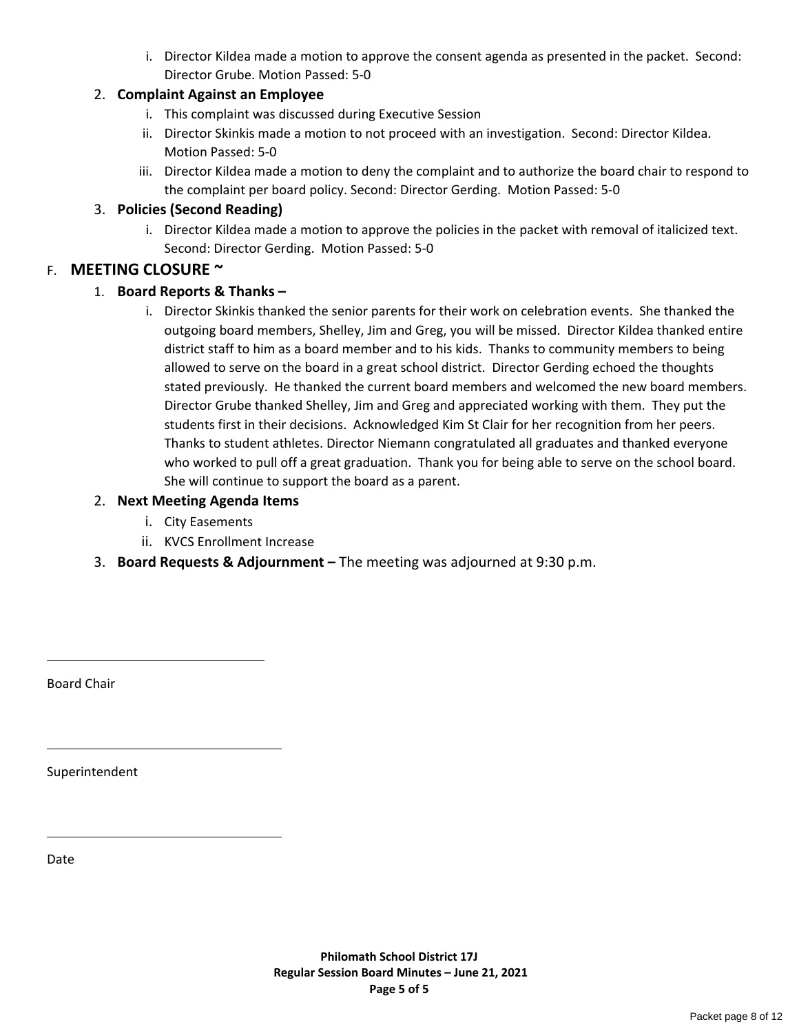i. Director Kildea made a motion to approve the consent agenda as presented in the packet. Second: Director Grube. Motion Passed: 5-0

2. **Complaint Against an Employee**
   i. This complaint was discussed during Executive Session
   ii. Director Skinkis made a motion to not proceed with an investigation. Second: Director Kildea. Motion Passed: 5-0
   iii. Director Kildea made a motion to deny the complaint and to authorize the board chair to respond to the complaint per board policy. Second: Director Gerding. Motion Passed: 5-0

3. **Policies (Second Reading)**
   i. Director Kildea made a motion to approve the policies in the packet with removal of italicized text. Second: Director Gerding. Motion Passed: 5-0

## F. MEETING CLOSURE ~

1. **Board Reports & Thanks –**
   i. Director Skinkis thanked the senior parents for their work on celebration events. She thanked the outgoing board members, Shelley, Jim and Greg, you will be missed. Director Kildea thanked entire district staff to him as a board member and to his kids. Thanks to community members to being allowed to serve on the board in a great school district. Director Gerding echoed the thoughts stated previously. He thanked the current board members and welcomed the new board members. Director Grube thanked Shelley, Jim and Greg and appreciated working with them. They put the students first in their decisions. Acknowledged Kim St Clair for her recognition from her peers. Thanks to student athletes. Director Niemann congratulated all graduates and thanked everyone who worked to pull off a great graduation. Thank you for being able to serve on the school board. She will continue to support the board as a parent.

2. **Next Meeting Agenda Items**
   i. City Easements
   ii. KVCS Enrollment Increase

3. **Board Requests & Adjournment –** The meeting was adjourned at 9:30 p.m.

\_\_\_\_\_\_\_\_\_\_\_\_\_\_\_\_\_\_\_\_\_\_\_\_\_\_\_\_\_\_

Board Chair

\_\_\_\_\_\_\_\_\_\_\_\_\_\_\_\_\_\_\_\_\_\_\_\_\_\_\_\_\_\_

Superintendent

\_\_\_\_\_\_\_\_\_\_\_\_\_\_\_\_\_\_\_\_\_\_\_\_\_\_\_\_\_\_

Date

**Philomath School District 17J**
**Regular Session Board Minutes – June 21, 2021**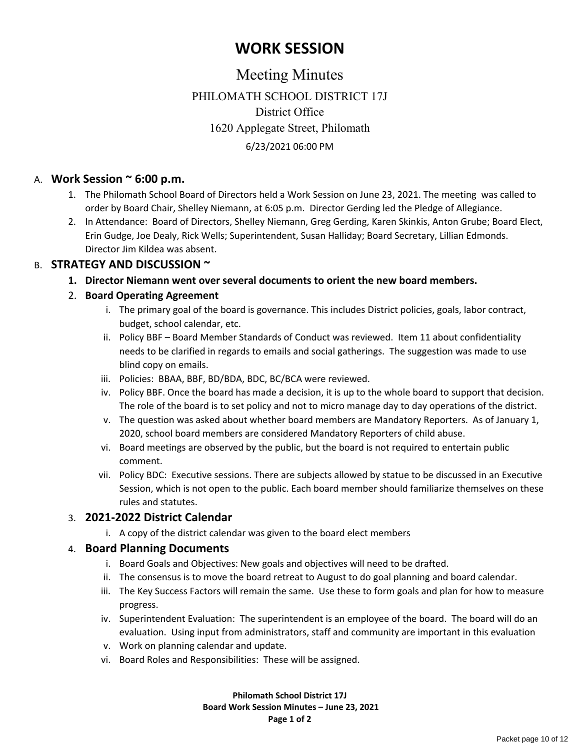# WORK SESSION

## Meeting Minutes

PHILOMATH SCHOOL DISTRICT 17J
District Office
1620 Applegate Street, Philomath
6/23/2021 06:00 PM

A. **Work Session ~ 6:00 p.m.**

1. The Philomath School Board of Directors held a Work Session on June 23, 2021. The meeting was called to order by Board Chair, Shelley Niemann, at 6:05 p.m. Director Gerding led the Pledge of Allegiance.
2. In Attendance: Board of Directors, Shelley Niemann, Greg Gerding, Karen Skinkis, Anton Grube; Board Elect, Erin Gudge, Joe Dealy, Rick Wells; Superintendent, Susan Halliday; Board Secretary, Lillian Edmonds. Director Jim Kildea was absent.

B. **STRATEGY AND DISCUSSION ~**

1. **Director Niemann went over several documents to orient the new board members.**
2. **Board Operating Agreement**
   1. The primary goal of the board is governance. This includes District policies, goals, labor contract, budget, school calendar, etc.
   2. Policy BBF – Board Member Standards of Conduct was reviewed. Item 11 about confidentiality needs to be clarified in regards to emails and social gatherings. The suggestion was made to use blind copy on emails.
   3. Policies: BBAA, BBF, BD/BDA, BDC, BC/BCA were reviewed.
   4. Policy BBF. Once the board has made a decision, it is up to the whole board to support that decision. The role of the board is to set policy and not to micro manage day to day operations of the district.
   5. The question was asked about whether board members are Mandatory Reporters. As of January 1, 2020, school board members are considered Mandatory Reporters of child abuse.
   6. Board meetings are observed by the public, but the board is not required to entertain public comment.
   7. Policy BDC: Executive sessions. There are subjects allowed by statue to be discussed in an Executive Session, which is not open to the public. Each board member should familiarize themselves on these rules and statutes.
3. **2021-2022 District Calendar**
   1. A copy of the district calendar was given to the board elect members
4. **Board Planning Documents**
   1. Board Goals and Objectives: New goals and objectives will need to be drafted.
   2. The consensus is to move the board retreat to August to do goal planning and board calendar.
   3. The Key Success Factors will remain the same. Use these to form goals and plan for how to measure progress.
   4. Superintendent Evaluation: The superintendent is an employee of the board. The board will do an evaluation. Using input from administrators, staff and community are important in this evaluation
   5. Work on planning calendar and update.
   6. Board Roles and Responsibilities: These will be assigned.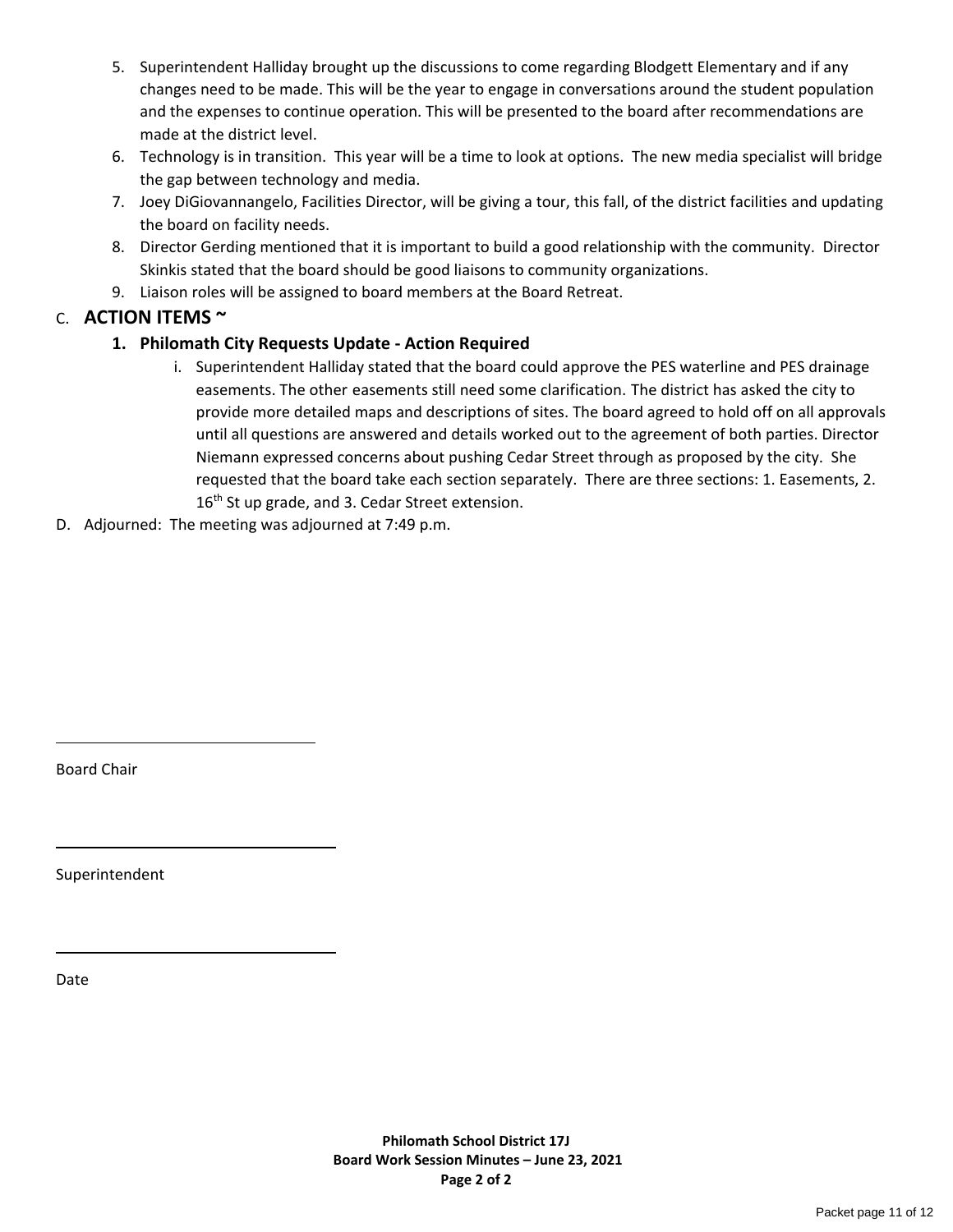5. Superintendent Halliday brought up the discussions to come regarding Blodgett Elementary and if any changes need to be made. This will be the year to engage in conversations around the student population and the expenses to continue operation. This will be presented to the board after recommendations are made at the district level.
6. Technology is in transition. This year will be a time to look at options. The new media specialist will bridge the gap between technology and media.
7. Joey DiGiovannangelo, Facilities Director, will be giving a tour, this fall, of the district facilities and updating the board on facility needs.
8. Director Gerding mentioned that it is important to build a good relationship with the community. Director Skinkis stated that the board should be good liaisons to community organizations.
9. Liaison roles will be assigned to board members at the Board Retreat.

## C. ACTION ITEMS ~

### 1. Philomath City Requests Update - Action Required

i. Superintendent Halliday stated that the board could approve the PES waterline and PES drainage easements. The other easements still need some clarification. The district has asked the city to provide more detailed maps and descriptions of sites. The board agreed to hold off on all approvals until all questions are answered and details worked out to the agreement of both parties. Director Niemann expressed concerns about pushing Cedar Street through as proposed by the city. She requested that the board take each section separately. There are three sections: 1. Easements, 2. 16th St up grade, and 3. Cedar Street extension.

D. Adjourned: The meeting was adjourned at 7:49 p.m.

______________________________

Board Chair

______________________________

Superintendent

______________________________

Date

**Philomath School District 17J**
**Board Work Session Minutes – June 23, 2021**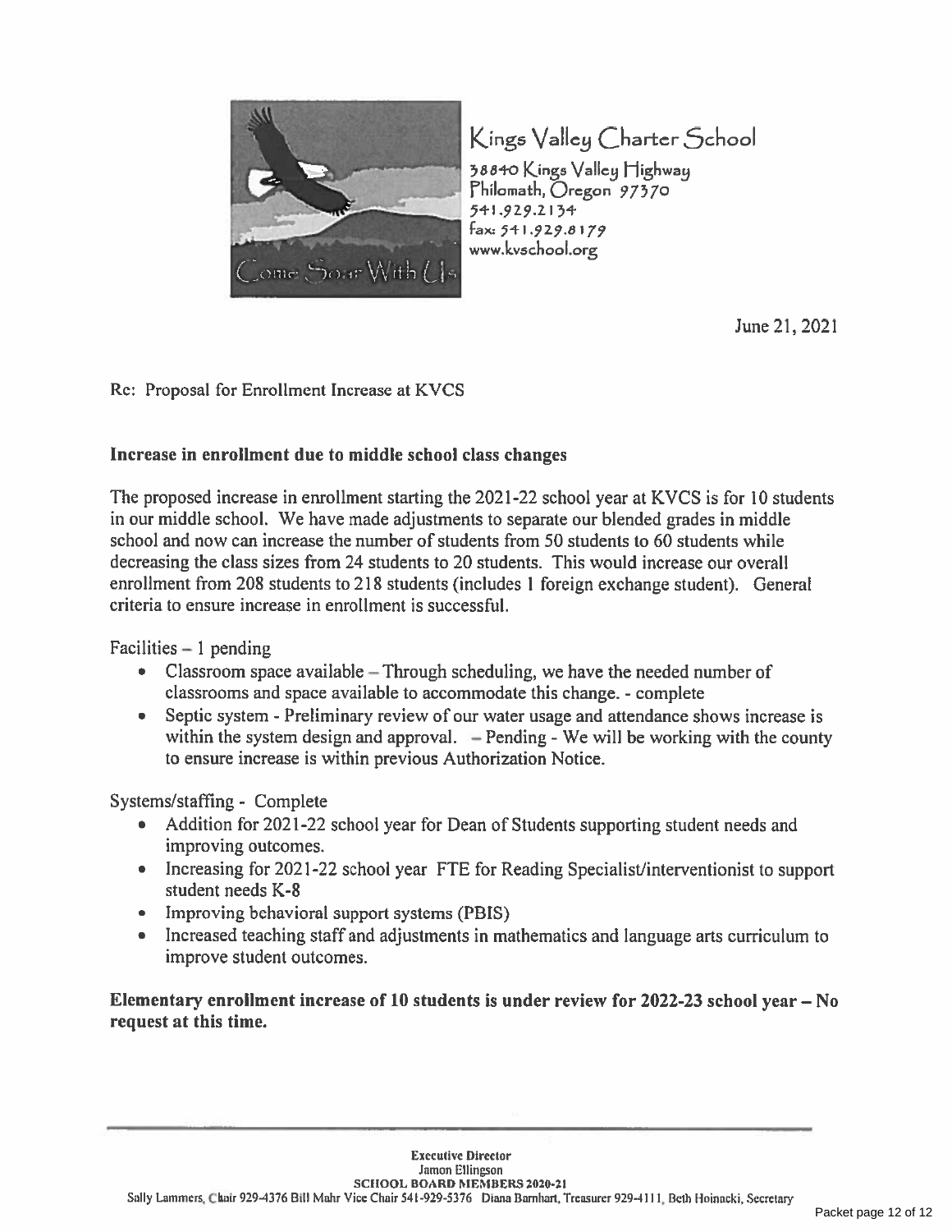Kings Valley Charter School

38840 Kings Valley Highway
Philomath, Oregon 97370
541.929.2134
fax: 541.929.8179
www.kvschool.org

June 21, 2021

Re: Proposal for Enrollment Increase at KVCS

**Increase in enrollment due to middle school class changes**

The proposed increase in enrollment starting the 2021-22 school year at KVCS is for 10 students in our middle school. We have made adjustments to separate our blended grades in middle school and now can increase the number of students from 50 students to 60 students while decreasing the class sizes from 24 students to 20 students. This would increase our overall enrollment from 208 students to 218 students (includes 1 foreign exchange student). General criteria to ensure increase in enrollment is successful.

Facilities – 1 pending

- Classroom space available – Through scheduling, we have the needed number of classrooms and space available to accommodate this change. - complete
- Septic system - Preliminary review of our water usage and attendance shows increase is within the system design and approval. – Pending - We will be working with the county to ensure increase is within previous Authorization Notice.

Systems/staffing - Complete

- Addition for 2021-22 school year for Dean of Students supporting student needs and improving outcomes.
- Increasing for 2021-22 school year FTE for Reading Specialist/interventionist to support student needs K-8
- Improving behavioral support systems (PBIS)
- Increased teaching staff and adjustments in mathematics and language arts curriculum to improve student outcomes.

**Elementary enrollment increase of 10 students is under review for 2022-23 school year – No request at this time.**

---

Executive Director
Jamon Ellingson
SCHOOL BOARD MEMBERS 2020-21
Sally Lammers, Chair 929-4376 Bill Mahr Vice Chair 541-929-5376 Diana Barnhart, Treasurer 929-4111, Beth Hoinacki, Secretary